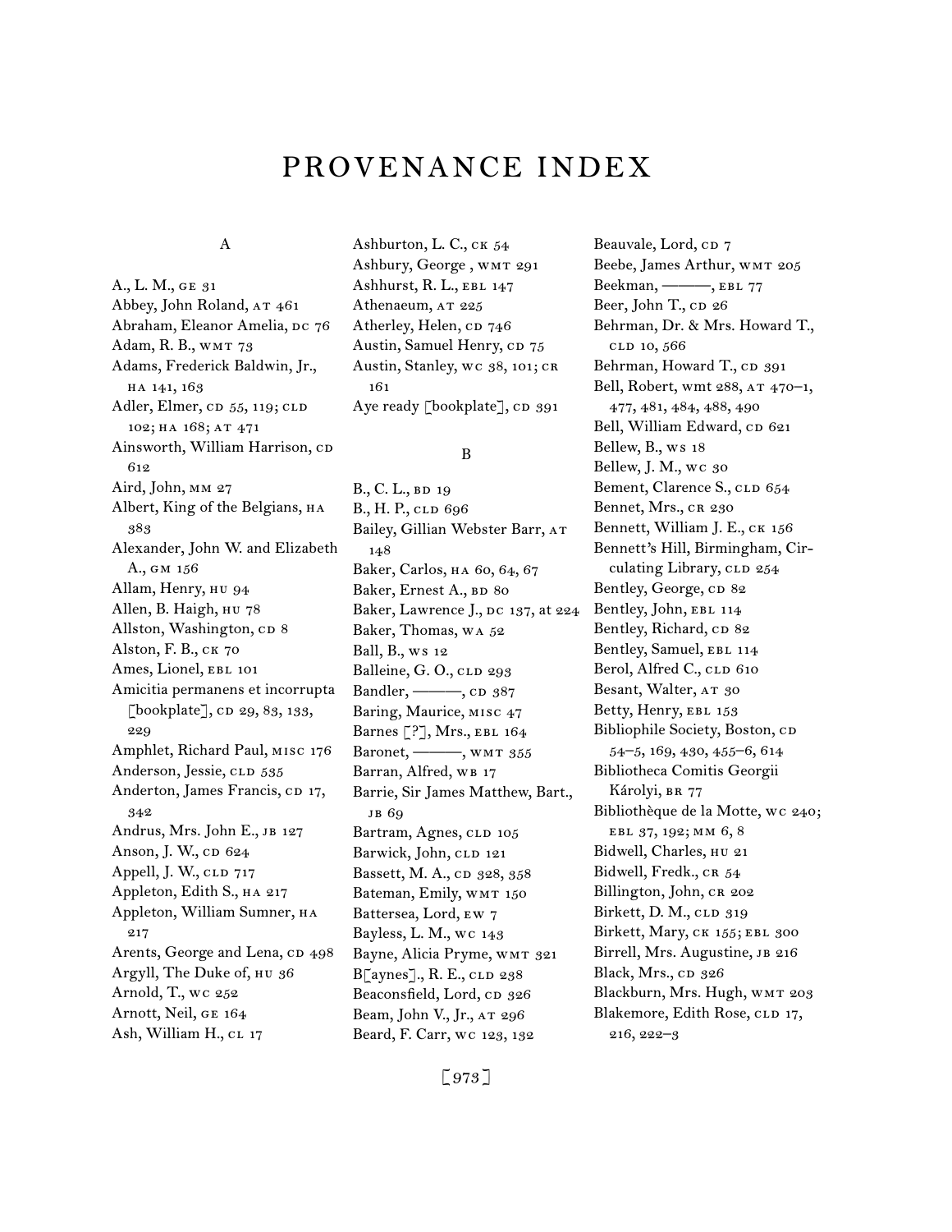# PROVENANCE INDEX

## A

A., L. M., GE 31
Abbey, John Roland, AT 461
Abraham, Eleanor Amelia, DC 76
Adam, R. B., WMT 73
Adams, Frederick Baldwin, Jr., HA 141, 163
Adler, Elmer, CD 55, 119; CLD 102; HA 168; AT 471
Ainsworth, William Harrison, CD 612
Aird, John, MM 27
Albert, King of the Belgians, HA 383
Alexander, John W. and Elizabeth A., GM 156
Allam, Henry, HU 94
Allen, B. Haigh, HU 78
Allston, Washington, CD 8
Alston, F. B., CK 70
Ames, Lionel, EBL 101
Amicitia permanens et incorrupta [bookplate], CD 29, 83, 133, 229
Amphlet, Richard Paul, MISC 176
Anderson, Jessie, CLD 535
Anderton, James Francis, CD 17, 342
Andrus, Mrs. John E., JB 127
Anson, J. W., CD 624
Appell, J. W., CLD 717
Appleton, Edith S., HA 217
Appleton, William Sumner, HA 217
Arents, George and Lena, CD 498
Argyll, The Duke of, HU 36
Arnold, T., WC 252
Arnott, Neil, GE 164
Ash, William H., CL 17
Ashburton, L. C., CK 54
Ashbury, George , WMT 291
Ashhurst, R. L., EBL 147
Athenaeum, AT 225
Atherley, Helen, CD 746
Austin, Samuel Henry, CD 75
Austin, Stanley, WC 38, 101; CR 161
Aye ready [bookplate], CD 391

## B

B., C. L., BD 19
B., H. P., CLD 696
Bailey, Gillian Webster Barr, AT 148
Baker, Carlos, HA 60, 64, 67
Baker, Ernest A., BD 80
Baker, Lawrence J., DC 137, at 224
Baker, Thomas, WA 52
Ball, B., WS 12
Balleine, G. O., CLD 293
Bandler, ———, CD 387
Baring, Maurice, MISC 47
Barnes [?], Mrs., EBL 164
Baronet, ———, WMT 355
Barran, Alfred, WB 17
Barrie, Sir James Matthew, Bart., JB 69
Bartram, Agnes, CLD 105
Barwick, John, CLD 121
Bassett, M. A., CD 328, 358
Bateman, Emily, WMT 150
Battersea, Lord, EW 7
Bayless, L. M., WC 143
Bayne, Alicia Pryme, WMT 321
B[aynes]., R. E., CLD 238
Beaconsfield, Lord, CD 326
Beam, John V., Jr., AT 296
Beard, F. Carr, WC 123, 132
Beauvale, Lord, CD 7
Beebe, James Arthur, WMT 205
Beekman, ———, EBL 77
Beer, John T., CD 26
Behrman, Dr. & Mrs. Howard T., CLD 10, 566
Behrman, Howard T., CD 391
Bell, Robert, wmt 288, AT 470–1, 477, 481, 484, 488, 490
Bell, William Edward, CD 621
Bellew, B., WS 18
Bellew, J. M., WC 30
Bement, Clarence S., CLD 654
Bennet, Mrs., CR 230
Bennett, William J. E., CK 156
Bennett's Hill, Birmingham, Circulating Library, CLD 254
Bentley, George, CD 82
Bentley, John, EBL 114
Bentley, Richard, CD 82
Bentley, Samuel, EBL 114
Berol, Alfred C., CLD 610
Besant, Walter, AT 30
Betty, Henry, EBL 153
Bibliophile Society, Boston, CD 54–5, 169, 430, 455–6, 614
Bibliotheca Comitis Georgii Károlyi, BR 77
Bibliothèque de la Motte, WC 240; EBL 37, 192; MM 6, 8
Bidwell, Charles, HU 21
Bidwell, Fredk., CR 54
Billington, John, CR 202
Birkett, D. M., CLD 319
Birkett, Mary, CK 155; EBL 300
Birrell, Mrs. Augustine, JB 216
Black, Mrs., CD 326
Blackburn, Mrs. Hugh, WMT 203
Blakemore, Edith Rose, CLD 17, 216, 222–3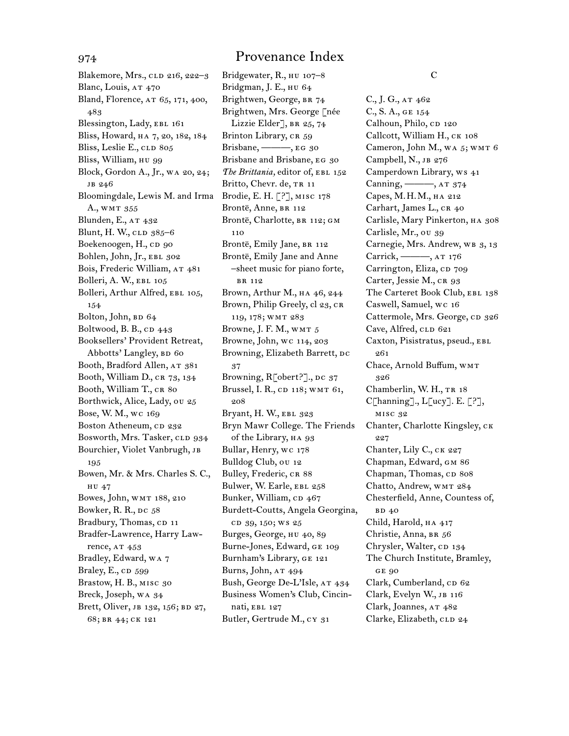# Provenance Index

Blakemore, Mrs., CLD 216, 222–3
Blanc, Louis, AT 470
Bland, Florence, AT 65, 171, 400, 483
Blessington, Lady, EBL 161
Bliss, Howard, HA 7, 20, 182, 184
Bliss, Leslie E., CLD 805
Bliss, William, HU 99
Block, Gordon A., Jr., WA 20, 24; JB 246
Bloomingdale, Lewis M. and Irma A., WMT 355
Blunden, E., AT 432
Blunt, H. W., CLD 385–6
Boekenoogen, H., CD 90
Bohlen, John, Jr., EBL 302
Bois, Frederic William, AT 481
Bolleri, A. W., EBL 105
Bolleri, Arthur Alfred, EBL 105, 154
Bolton, John, BD 64
Boltwood, B. B., CD 443
Booksellers' Provident Retreat, Abbotts' Langley, BD 60
Booth, Bradford Allen, AT 381
Booth, William D., CR 73, 134
Booth, William T., CR 80
Borthwick, Alice, Lady, OU 25
Bose, W. M., WC 169
Boston Atheneum, CD 232
Bosworth, Mrs. Tasker, CLD 934
Bourchier, Violet Vanbrugh, JB 195
Bowen, Mr. & Mrs. Charles S. C., HU 47
Bowes, John, WMT 188, 210
Bowker, R. R., DC 58
Bradbury, Thomas, CD 11
Bradfer-Lawrence, Harry Lawrence, AT 453
Bradley, Edward, WA 7
Braley, E., CD 599
Brastow, H. B., MISC 30
Breck, Joseph, WA 34
Brett, Oliver, JB 132, 156; BD 27, 68; BR 44; CK 121
Bridgewater, R., HU 107–8
Bridgman, J. E., HU 64
Brightwen, George, BR 74
Brightwen, Mrs. George [née Lizzie Elder], BR 25, 74
Brinton Library, CR 59
Brisbane, ———, EG 30
Brisbane and Brisbane, EG 30
*The Brittania,* editor of, EBL 152
Britto, Chevr. de, TR 11
Brodie, E. H. [?], MISC 178
Brontë, Anne, BR 112
Brontë, Charlotte, BR 112; GM 110
Brontë, Emily Jane, BR 112
Brontë, Emily Jane and Anne –sheet music for piano forte, BR 112
Brown, Arthur M., HA 46, 244
Brown, Philip Greely, CL 23, CR 119, 178; WMT 283
Browne, J. F. M., WMT 5
Browne, John, WC 114, 203
Browning, Elizabeth Barrett, DC 37
Browning, R[obert?]., DC 37
Brussel, I. R., CD 118; WMT 61, 208
Bryant, H. W., EBL 323
Bryn Mawr College. The Friends of the Library, HA 93
Bullar, Henry, WC 178
Bulldog Club, OU 12
Bulley, Frederic, CR 88
Bulwer, W. Earle, EBL 258
Bunker, William, CD 467
Burdett-Coutts, Angela Georgina, CD 39, 150; WS 25
Burges, George, HU 40, 89
Burne-Jones, Edward, GE 109
Burnham's Library, GE 121
Burns, John, AT 494
Bush, George De-L'Isle, AT 434
Business Women's Club, Cincinnati, EBL 127
Butler, Gertrude M., CY 31

C

C., J. G., AT 462
C., S. A., GE 154
Calhoun, Philo, CD 120
Callcott, William H., CK 108
Cameron, John M., WA 5; WMT 6
Campbell, N., JB 276
Camperdown Library, WS 41
Canning, ———, AT 374
Capes, M.H.M., HA 212
Carhart, James L., CR 40
Carlisle, Mary Pinkerton, HA 308
Carlisle, Mr., OU 39
Carnegie, Mrs. Andrew, WB 3, 13
Carrick, ———, AT 176
Carrington, Eliza, CD 709
Carter, Jessie M., CR 93
The Carteret Book Club, EBL 138
Caswell, Samuel, WC 16
Cattermole, Mrs. George, CD 326
Cave, Alfred, CLD 621
Caxton, Pisistratus, pseud., EBL 261
Chace, Arnold Buffum, WMT 326
Chamberlin, W. H., TR 18
C[hanning]., L[ucy]. E. [?], MISC 32
Chanter, Charlotte Kingsley, CK 227
Chanter, Lily C., CK 227
Chapman, Edward, GM 86
Chapman, Thomas, CD 808
Chatto, Andrew, WMT 284
Chesterfield, Anne, Countess of, BD 40
Child, Harold, HA 417
Christie, Anna, BR 56
Chrysler, Walter, CD 134
The Church Institute, Bramley, GE 90
Clark, Cumberland, CD 62
Clark, Evelyn W., JB 116
Clark, Joannes, AT 482
Clarke, Elizabeth, CLD 24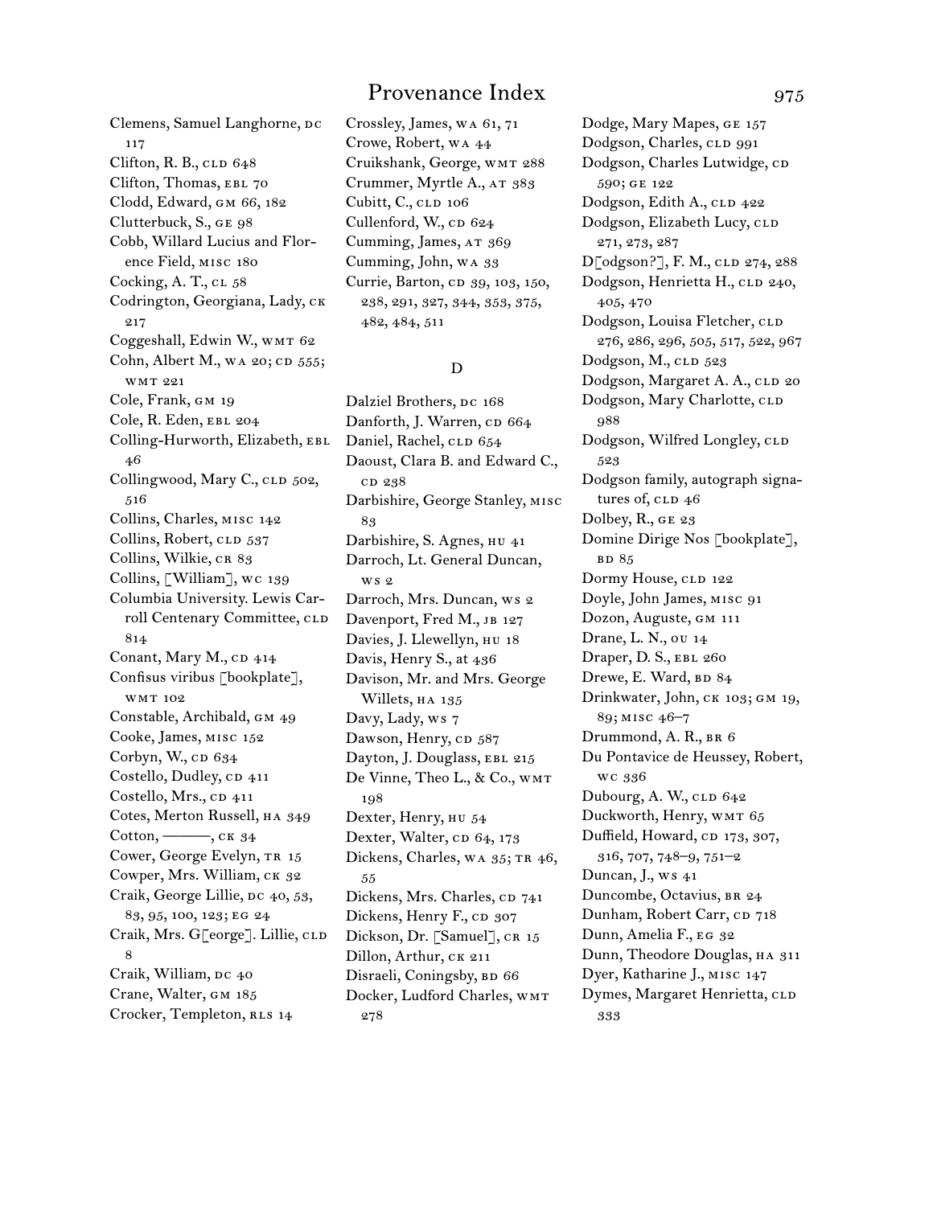# Provenance Index

Clemens, Samuel Langhorne, DC 117
Clifton, R. B., CLD 648
Clifton, Thomas, EBL 70
Clodd, Edward, GM 66, 182
Clutterbuck, S., GE 98
Cobb, Willard Lucius and Florence Field, MISC 180
Cocking, A. T., CL 58
Codrington, Georgiana, Lady, CK 217
Coggeshall, Edwin W., WMT 62
Cohn, Albert M., WA 20; CD 555; WMT 221
Cole, Frank, GM 19
Cole, R. Eden, EBL 204
Colling-Hurworth, Elizabeth, EBL 46
Collingwood, Mary C., CLD 502, 516
Collins, Charles, MISC 142
Collins, Robert, CLD 537
Collins, Wilkie, CR 83
Collins, [William], WC 139
Columbia University. Lewis Carroll Centenary Committee, CLD 814
Conant, Mary M., CD 414
Confisus viribus [bookplate], WMT 102
Constable, Archibald, GM 49
Cooke, James, MISC 152
Corbyn, W., CD 634
Costello, Dudley, CD 411
Costello, Mrs., CD 411
Cotes, Merton Russell, HA 349
Cotton, ———, CK 34
Cower, George Evelyn, TR 15
Cowper, Mrs. William, CK 32
Craik, George Lillie, DC 40, 53, 83, 95, 100, 123; EG 24
Craik, Mrs. G[eorge]. Lillie, CLD 8
Craik, William, DC 40
Crane, Walter, GM 185
Crocker, Templeton, RLS 14
Crossley, James, WA 61, 71
Crowe, Robert, WA 44
Cruikshank, George, WMT 288
Crummer, Myrtle A., AT 383
Cubitt, C., CLD 106
Cullenford, W., CD 624
Cumming, James, AT 369
Cumming, John, WA 33
Currie, Barton, CD 39, 103, 150, 238, 291, 327, 344, 353, 375, 482, 484, 511

## D

Dalziel Brothers, DC 168
Danforth, J. Warren, CD 664
Daniel, Rachel, CLD 654
Daoust, Clara B. and Edward C., CD 238
Darbishire, George Stanley, MISC 83
Darbishire, S. Agnes, HU 41
Darroch, Lt. General Duncan, WS 2
Darroch, Mrs. Duncan, WS 2
Davenport, Fred M., JB 127
Davies, J. Llewellyn, HU 18
Davis, Henry S., AT 436
Davison, Mr. and Mrs. George Willets, HA 135
Davy, Lady, WS 7
Dawson, Henry, CD 587
Dayton, J. Douglass, EBL 215
De Vinne, Theo L., & Co., WMT 198
Dexter, Henry, HU 54
Dexter, Walter, CD 64, 173
Dickens, Charles, WA 35; TR 46, 55
Dickens, Mrs. Charles, CD 741
Dickens, Henry F., CD 307
Dickson, Dr. [Samuel], CR 15
Dillon, Arthur, CK 211
Disraeli, Coningsby, BD 66
Docker, Ludford Charles, WMT 278
Dodge, Mary Mapes, GE 157
Dodgson, Charles, CLD 991
Dodgson, Charles Lutwidge, CD 590; GE 122
Dodgson, Edith A., CLD 422
Dodgson, Elizabeth Lucy, CLD 271, 273, 287
D[odgson?], F. M., CLD 274, 288
Dodgson, Henrietta H., CLD 240, 405, 470
Dodgson, Louisa Fletcher, CLD 276, 286, 296, 505, 517, 522, 967
Dodgson, M., CLD 523
Dodgson, Margaret A. A., CLD 20
Dodgson, Mary Charlotte, CLD 988
Dodgson, Wilfred Longley, CLD 523
Dodgson family, autograph signatures of, CLD 46
Dolbey, R., GE 23
Domine Dirige Nos [bookplate], BD 85
Dormy House, CLD 122
Doyle, John James, MISC 91
Dozon, Auguste, GM 111
Drane, L. N., OU 14
Draper, D. S., EBL 260
Drewe, E. Ward, BD 84
Drinkwater, John, CK 103; GM 19, 89; MISC 46–7
Drummond, A. R., BR 6
Du Pontavice de Heussey, Robert, WC 336
Dubourg, A. W., CLD 642
Duckworth, Henry, WMT 65
Duffield, Howard, CD 173, 307, 316, 707, 748–9, 751–2
Duncan, J., WS 41
Duncombe, Octavius, BR 24
Dunham, Robert Carr, CD 718
Dunn, Amelia F., EG 32
Dunn, Theodore Douglas, HA 311
Dyer, Katharine J., MISC 147
Dymes, Margaret Henrietta, CLD 333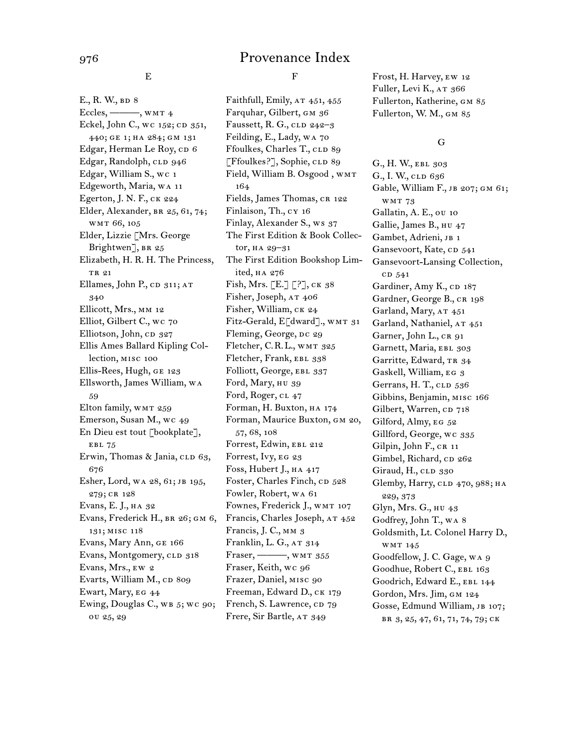# Provenance Index

## E

E., R. W., BD 8
Eccles, ———, WMT 4
Eckel, John C., WC 152; CD 351, 440; GE 1; HA 284; GM 131
Edgar, Herman Le Roy, CD 6
Edgar, Randolph, CLD 946
Edgar, William S., WC 1
Edgeworth, Maria, WA 11
Egerton, J. N. F., CK 224
Elder, Alexander, BR 25, 61, 74; WMT 66, 105
Elder, Lizzie [Mrs. George Brightwen], BR 25
Elizabeth, H. R. H. The Princess, TR 21
Ellames, John P., CD 311; AT 340
Ellicott, Mrs., MM 12
Elliot, Gilbert C., WC 70
Elliotson, John, CD 327
Ellis Ames Ballard Kipling Collection, MISC 100
Ellis-Rees, Hugh, GE 123
Ellsworth, James William, WA 59
Elton family, WMT 259
Emerson, Susan M., WC 49
En Dieu est tout [bookplate], EBL 75
Erwin, Thomas & Jania, CLD 63, 676
Esher, Lord, WA 28, 61; JB 195, 279; CR 128
Evans, E. J., HA 32
Evans, Frederick H., BR 26; GM 6, 131; MISC 118
Evans, Mary Ann, GE 166
Evans, Montgomery, CLD 318
Evans, Mrs., EW 2
Evarts, William M., CD 809
Ewart, Mary, EG 44
Ewing, Douglas C., WB 5; WC 90; OU 25, 29

## F

Faithfull, Emily, AT 451, 455
Farquhar, Gilbert, GM 36
Faussett, R. G., CLD 242–3
Feilding, E., Lady, WA 70
Ffoulkes, Charles T., CLD 89
[Ffoulkes?], Sophie, CLD 89
Field, William B. Osgood , WMT 164
Fields, James Thomas, CR 122
Finlaison, Th., CY 16
Finlay, Alexander S., WS 37
The First Edition & Book Collector, HA 29–31
The First Edition Bookshop Limited, HA 276
Fish, Mrs. [E.] [?], CK 38
Fisher, Joseph, AT 406
Fisher, William, CK 24
Fitz-Gerald, E[dward]., WMT 31
Fleming, George, DC 29
Fletcher, C.R.L., WMT 325
Fletcher, Frank, EBL 338
Folliott, George, EBL 337
Ford, Mary, HU 39
Ford, Roger, CL 47
Forman, H. Buxton, HA 174
Forman, Maurice Buxton, GM 20, 57, 68, 108
Forrest, Edwin, EBL 212
Forrest, Ivy, EG 23
Foss, Hubert J., HA 417
Foster, Charles Finch, CD 528
Fowler, Robert, WA 61
Fownes, Frederick J., WMT 107
Francis, Charles Joseph, AT 452
Francis, J. C., MM 3
Franklin, L. G., AT 314
Fraser, ———, WMT 355
Fraser, Keith, WC 96
Frazer, Daniel, MISC 90
Freeman, Edward D., CK 179
French, S. Lawrence, CD 79
Frere, Sir Bartle, AT 349
Frost, H. Harvey, EW 12
Fuller, Levi K., AT 366
Fullerton, Katherine, GM 85
Fullerton, W. M., GM 85

## G

G., H. W., EBL 303
G., I. W., CLD 636
Gable, William F., JB 207; GM 61; WMT 73
Gallatin, A. E., OU 10
Gallie, James B., HU 47
Gambet, Adrieni, JB 1
Gansevoort, Kate, CD 541
Gansevoort-Lansing Collection, CD 541
Gardiner, Amy K., CD 187
Gardner, George B., CR 198
Garland, Mary, AT 451
Garland, Nathaniel, AT 451
Garner, John L., CR 91
Garnett, Maria, EBL 303
Garritte, Edward, TR 34
Gaskell, William, EG 3
Gerrans, H. T., CLD 536
Gibbins, Benjamin, MISC 166
Gilbert, Warren, CD 718
Gilford, Almy, EG 52
Gillford, George, WC 335
Gilpin, John F., CR 11
Gimbel, Richard, CD 262
Giraud, H., CLD 330
Glemby, Harry, CLD 470, 988; HA 229, 373
Glyn, Mrs. G., HU 43
Godfrey, John T., WA 8
Goldsmith, Lt. Colonel Harry D., WMT 145
Goodfellow, J. C. Gage, WA 9
Goodhue, Robert C., EBL 163
Goodrich, Edward E., EBL 144
Gordon, Mrs. Jim, GM 124
Gosse, Edmund William, JB 107; BR 3, 25, 47, 61, 71, 74, 79; CK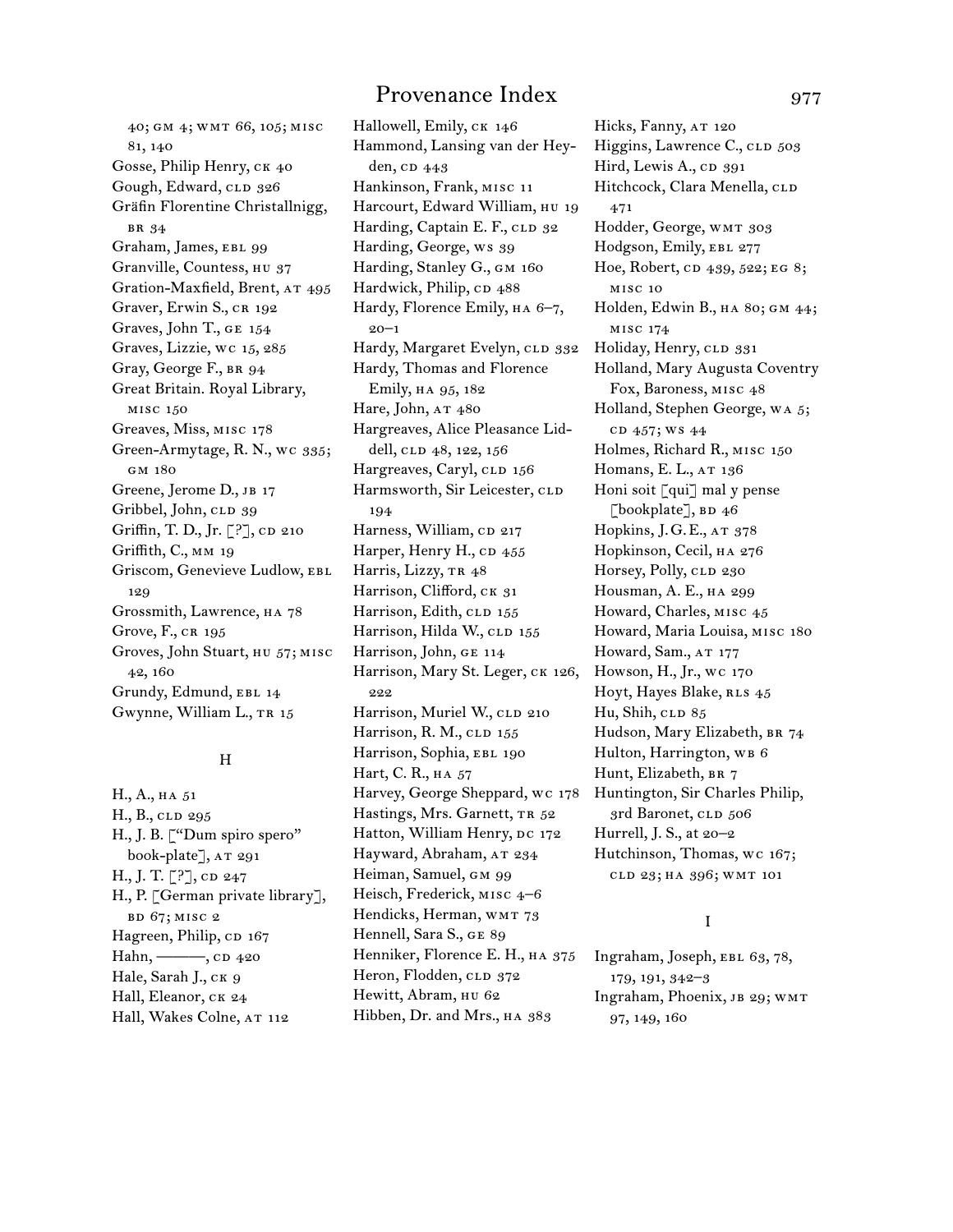40; GM 4; WMT 66, 105; MISC 81, 140
Gosse, Philip Henry, CK 40
Gough, Edward, CLD 326
Gräfin Florentine Christallnigg, BR 34
Graham, James, EBL 99
Granville, Countess, HU 37
Gration-Maxfield, Brent, AT 495
Graver, Erwin S., CR 192
Graves, John T., GE 154
Graves, Lizzie, WC 15, 285
Gray, George F., BR 94
Great Britain. Royal Library, MISC 150
Greaves, Miss, MISC 178
Green-Armytage, R. N., WC 335; GM 180
Greene, Jerome D., JB 17
Gribbel, John, CLD 39
Griffin, T. D., Jr. [?], CD 210
Griffith, C., MM 19
Griscom, Genevieve Ludlow, EBL 129
Grossmith, Lawrence, HA 78
Grove, F., CR 195
Groves, John Stuart, HU 57; MISC 42, 160
Grundy, Edmund, EBL 14
Gwynne, William L., TR 15

## H

H., A., HA 51
H., B., CLD 295
H., J. B. ["Dum spiro spero" book-plate], AT 291
H., J. T. [?], CD 247
H., P. [German private library], BD 67; MISC 2
Hagreen, Philip, CD 167
Hahn, ———, CD 420
Hale, Sarah J., CK 9
Hall, Eleanor, CK 24
Hall, Wakes Colne, AT 112
Hallowell, Emily, CK 146
Hammond, Lansing van der Heyden, CD 443
Hankinson, Frank, MISC 11
Harcourt, Edward William, HU 19
Harding, Captain E. F., CLD 32
Harding, George, WS 39
Harding, Stanley G., GM 160
Hardwick, Philip, CD 488
Hardy, Florence Emily, HA 6–7, 20–1
Hardy, Margaret Evelyn, CLD 332
Hardy, Thomas and Florence Emily, HA 95, 182
Hare, John, AT 480
Hargreaves, Alice Pleasance Liddell, CLD 48, 122, 156
Hargreaves, Caryl, CLD 156
Harmsworth, Sir Leicester, CLD 194
Harness, William, CD 217
Harper, Henry H., CD 455
Harris, Lizzy, TR 48
Harrison, Clifford, CK 31
Harrison, Edith, CLD 155
Harrison, Hilda W., CLD 155
Harrison, John, GE 114
Harrison, Mary St. Leger, CK 126, 222
Harrison, Muriel W., CLD 210
Harrison, R. M., CLD 155
Harrison, Sophia, EBL 190
Hart, C. R., HA 57
Harvey, George Sheppard, WC 178
Hastings, Mrs. Garnett, TR 52
Hatton, William Henry, DC 172
Hayward, Abraham, AT 234
Heiman, Samuel, GM 99
Heisch, Frederick, MISC 4–6
Hendicks, Herman, WMT 73
Hennell, Sara S., GE 89
Henniker, Florence E. H., HA 375
Heron, Flodden, CLD 372
Hewitt, Abram, HU 62
Hibben, Dr. and Mrs., HA 383
Hicks, Fanny, AT 120
Higgins, Lawrence C., CLD 503
Hird, Lewis A., CD 391
Hitchcock, Clara Menella, CLD 471
Hodder, George, WMT 303
Hodgson, Emily, EBL 277
Hoe, Robert, CD 439, 522; EG 8; MISC 10
Holden, Edwin B., HA 80; GM 44; MISC 174
Holiday, Henry, CLD 331
Holland, Mary Augusta Coventry Fox, Baroness, MISC 48
Holland, Stephen George, WA 5; CD 457; WS 44
Holmes, Richard R., MISC 150
Homans, E. L., AT 136
Honi soit [qui] mal y pense [bookplate], BD 46
Hopkins, J. G. E., AT 378
Hopkinson, Cecil, HA 276
Horsey, Polly, CLD 230
Housman, A. E., HA 299
Howard, Charles, MISC 45
Howard, Maria Louisa, MISC 180
Howard, Sam., AT 177
Howson, H., Jr., WC 170
Hoyt, Hayes Blake, RLS 45
Hu, Shih, CLD 85
Hudson, Mary Elizabeth, BR 74
Hulton, Harrington, WB 6
Hunt, Elizabeth, BR 7
Huntington, Sir Charles Philip, 3rd Baronet, CLD 506
Hurrell, J. S., at 20–2
Hutchinson, Thomas, WC 167; CLD 23; HA 396; WMT 101

## I

Ingraham, Joseph, EBL 63, 78, 179, 191, 342–3
Ingraham, Phoenix, JB 29; WMT 97, 149, 160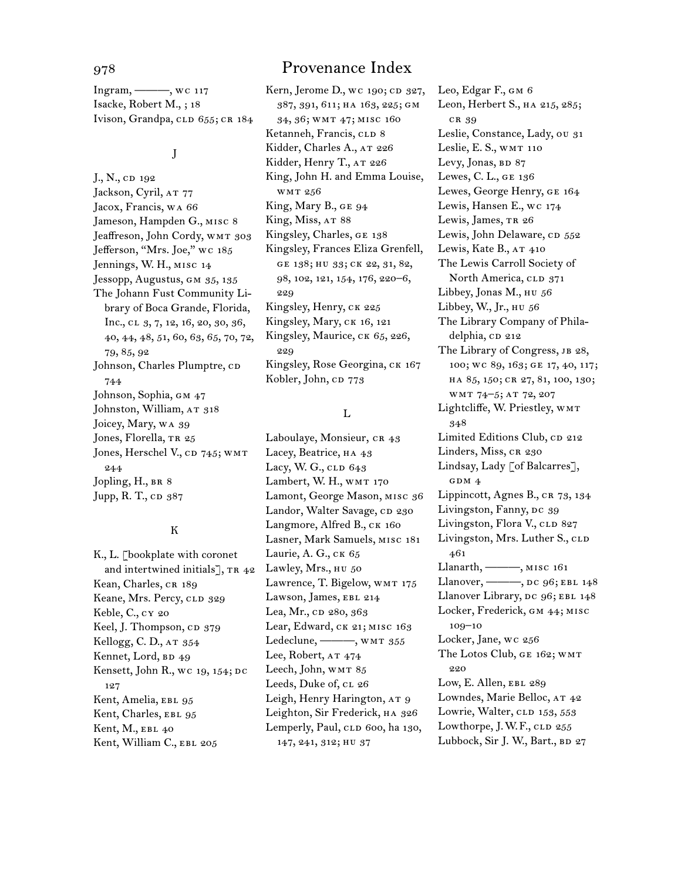# Provenance Index

Ingram, ———, WC 117
Isacke, Robert M., ; 18
Ivison, Grandpa, CLD 655; CR 184

## J

J., N., CD 192
Jackson, Cyril, AT 77
Jacox, Francis, WA 66
Jameson, Hampden G., MISC 8
Jeaffreson, John Cordy, WMT 303
Jefferson, "Mrs. Joe," WC 185
Jennings, W. H., MISC 14
Jessopp, Augustus, GM 35, 135
The Johann Fust Community Library of Boca Grande, Florida, Inc., CL 3, 7, 12, 16, 20, 30, 36, 40, 44, 48, 51, 60, 63, 65, 70, 72, 79, 85, 92
Johnson, Charles Plumptre, CD 744
Johnson, Sophia, GM 47
Johnston, William, AT 318
Joicey, Mary, WA 39
Jones, Florella, TR 25
Jones, Herschel V., CD 745; WMT 244
Jopling, H., BR 8
Jupp, R. T., CD 387

## K

K., L. [bookplate with coronet and intertwined initials], TR 42
Kean, Charles, CR 189
Keane, Mrs. Percy, CLD 329
Keble, C., CY 20
Keel, J. Thompson, CD 379
Kellogg, C. D., AT 354
Kennet, Lord, BD 49
Kensett, John R., WC 19, 154; DC 127
Kent, Amelia, EBL 95
Kent, Charles, EBL 95
Kent, M., EBL 40
Kent, William C., EBL 205
Kern, Jerome D., WC 190; CD 327, 387, 391, 611; HA 163, 225; GM 34, 36; WMT 47; MISC 160
Ketanneh, Francis, CLD 8
Kidder, Charles A., AT 226
Kidder, Henry T., AT 226
King, John H. and Emma Louise, WMT 256
King, Mary B., GE 94
King, Miss, AT 88
Kingsley, Charles, GE 138
Kingsley, Frances Eliza Grenfell, GE 138; HU 33; CK 22, 31, 82, 98, 102, 121, 154, 176, 220–6, 229
Kingsley, Henry, CK 225
Kingsley, Mary, CK 16, 121
Kingsley, Maurice, CK 65, 226, 229
Kingsley, Rose Georgina, CK 167
Kobler, John, CD 773

## L

Laboulaye, Monsieur, CR 43
Lacey, Beatrice, HA 43
Lacy, W. G., CLD 643
Lambert, W. H., WMT 170
Lamont, George Mason, MISC 36
Landor, Walter Savage, CD 230
Langmore, Alfred B., CK 160
Lasner, Mark Samuels, MISC 181
Laurie, A. G., CK 65
Lawley, Mrs., HU 50
Lawrence, T. Bigelow, WMT 175
Lawson, James, EBL 214
Lea, Mr., CD 280, 363
Lear, Edward, CK 21; MISC 163
Ledeclune, ———, WMT 355
Lee, Robert, AT 474
Leech, John, WMT 85
Leeds, Duke of, CL 26
Leigh, Henry Harington, AT 9
Leighton, Sir Frederick, HA 326
Lemperly, Paul, CLD 600, ha 130, 147, 241, 312; HU 37
Leo, Edgar F., GM 6
Leon, Herbert S., HA 215, 285; CR 39
Leslie, Constance, Lady, OU 31
Leslie, E. S., WMT 110
Levy, Jonas, BD 87
Lewes, C. L., GE 136
Lewes, George Henry, GE 164
Lewis, Hansen E., WC 174
Lewis, James, TR 26
Lewis, John Delaware, CD 552
Lewis, Kate B., AT 410
The Lewis Carroll Society of North America, CLD 371
Libbey, Jonas M., HU 56
Libbey, W., Jr., HU 56
The Library Company of Philadelphia, CD 212
The Library of Congress, JB 28, 100; WC 89, 163; GE 17, 40, 117; HA 85, 150; CR 27, 81, 100, 130; WMT 74–5; AT 72, 207
Lightcliffe, W. Priestley, WMT 348
Limited Editions Club, CD 212
Linders, Miss, CR 230
Lindsay, Lady [of Balcarres], GDM 4
Lippincott, Agnes B., CR 73, 134
Livingston, Fanny, DC 39
Livingston, Flora V., CLD 827
Livingston, Mrs. Luther S., CLD 461
Llanarth, ———, MISC 161
Llanover, ———, DC 96; EBL 148
Llanover Library, DC 96; EBL 148
Locker, Frederick, GM 44; MISC 109–10
Locker, Jane, WC 256
The Lotos Club, GE 162; WMT 220
Low, E. Allen, EBL 289
Lowndes, Marie Belloc, AT 42
Lowrie, Walter, CLD 153, 553
Lowthorpe, J. W. F., CLD 255
Lubbock, Sir J. W., Bart., BD 27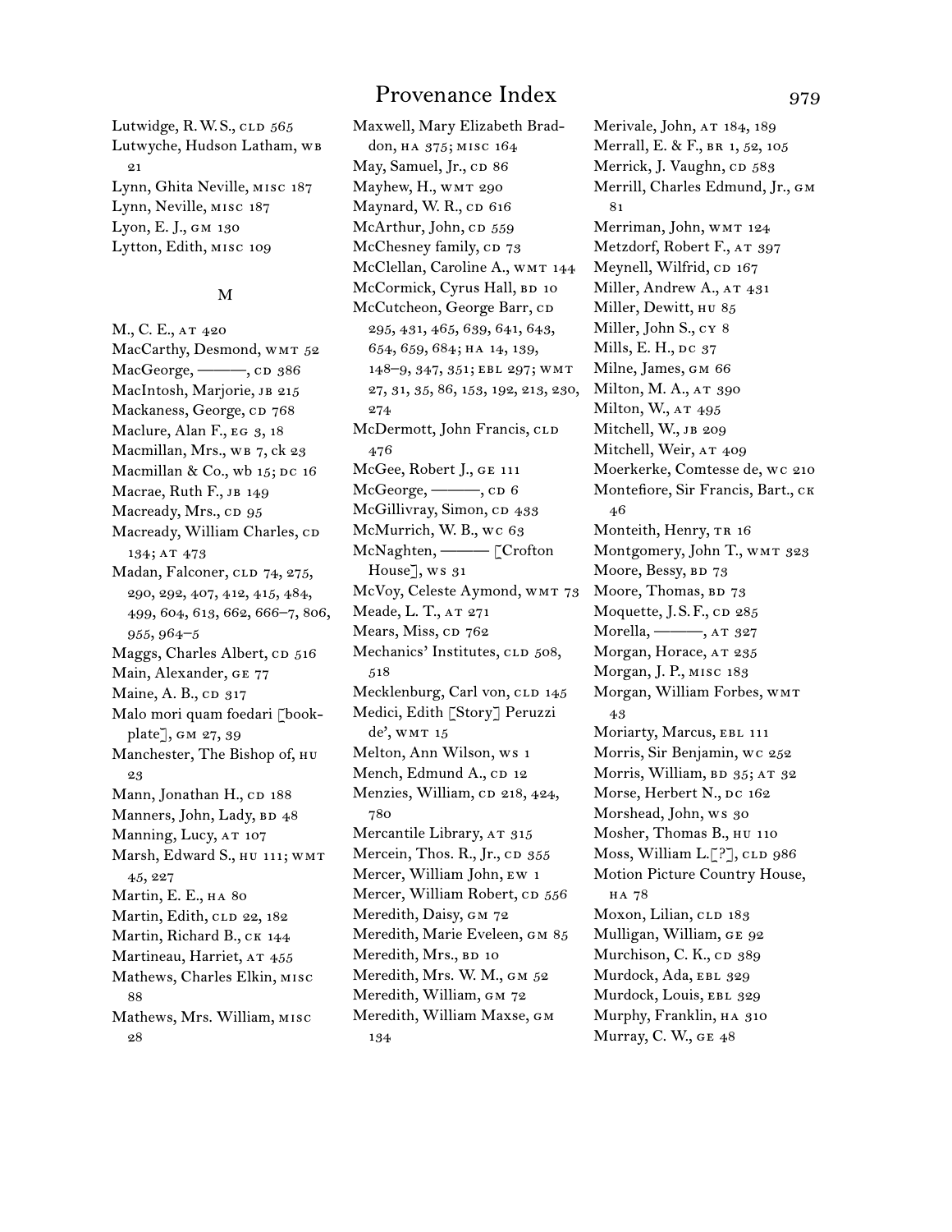Lutwidge, R.W.S., CLD 565
Lutwyche, Hudson Latham, WB 21
Lynn, Ghita Neville, MISC 187
Lynn, Neville, MISC 187
Lyon, E. J., GM 130
Lytton, Edith, MISC 109

## M

M., C. E., AT 420
MacCarthy, Desmond, WMT 52
MacGeorge, ———, CD 386
MacIntosh, Marjorie, JB 215
Mackaness, George, CD 768
Maclure, Alan F., EG 3, 18
Macmillan, Mrs., WB 7, CK 23
Macmillan & Co., WB 15; DC 16
Macrae, Ruth F., JB 149
Macready, Mrs., CD 95
Macready, William Charles, CD 134; AT 473
Madan, Falconer, CLD 74, 275, 290, 292, 407, 412, 415, 484, 499, 604, 613, 662, 666–7, 806, 955, 964–5
Maggs, Charles Albert, CD 516
Main, Alexander, GE 77
Maine, A. B., CD 317
Malo mori quam foedari [bookplate], GM 27, 39
Manchester, The Bishop of, HU 23
Mann, Jonathan H., CD 188
Manners, John, Lady, BD 48
Manning, Lucy, AT 107
Marsh, Edward S., HU 111; WMT 45, 227
Martin, E. E., HA 80
Martin, Edith, CLD 22, 182
Martin, Richard B., CK 144
Martineau, Harriet, AT 455
Mathews, Charles Elkin, MISC 88
Mathews, Mrs. William, MISC 28
Maxwell, Mary Elizabeth Braddon, HA 375; MISC 164
May, Samuel, Jr., CD 86
Mayhew, H., WMT 290
Maynard, W. R., CD 616
McArthur, John, CD 559
McChesney family, CD 73
McClellan, Caroline A., WMT 144
McCormick, Cyrus Hall, BD 10
McCutcheon, George Barr, CD 295, 431, 465, 639, 641, 643, 654, 659, 684; HA 14, 139, 148–9, 347, 351; EBL 297; WMT 27, 31, 35, 86, 153, 192, 213, 230, 274
McDermott, John Francis, CLD 476
McGee, Robert J., GE 111
McGeorge, ———, CD 6
McGillivray, Simon, CD 433
McMurrich, W. B., WC 63
McNaghten, ——— [Crofton House], WS 31
McVoy, Celeste Aymond, WMT 73
Meade, L. T., AT 271
Mears, Miss, CD 762
Mechanics' Institutes, CLD 508, 518
Mecklenburg, Carl von, CLD 145
Medici, Edith [Story] Peruzzi de', WMT 15
Melton, Ann Wilson, WS 1
Mench, Edmund A., CD 12
Menzies, William, CD 218, 424, 780
Mercantile Library, AT 315
Mercein, Thos. R., Jr., CD 355
Mercer, William John, EW 1
Mercer, William Robert, CD 556
Meredith, Daisy, GM 72
Meredith, Marie Eveleen, GM 85
Meredith, Mrs., BD 10
Meredith, Mrs. W. M., GM 52
Meredith, William, GM 72
Meredith, William Maxse, GM 134
Merivale, John, AT 184, 189
Merrall, E. & F., BR 1, 52, 105
Merrick, J. Vaughn, CD 583
Merrill, Charles Edmund, Jr., GM 81
Merriman, John, WMT 124
Metzdorf, Robert F., AT 397
Meynell, Wilfrid, CD 167
Miller, Andrew A., AT 431
Miller, Dewitt, HU 85
Miller, John S., CY 8
Mills, E. H., DC 37
Milne, James, GM 66
Milton, M. A., AT 390
Milton, W., AT 495
Mitchell, W., JB 209
Mitchell, Weir, AT 409
Moerkerke, Comtesse de, WC 210
Montefiore, Sir Francis, Bart., CK 46
Monteith, Henry, TR 16
Montgomery, John T., WMT 323
Moore, Bessy, BD 73
Moore, Thomas, BD 73
Moquette, J.S.F., CD 285
Morella, ———, AT 327
Morgan, Horace, AT 235
Morgan, J. P., MISC 183
Morgan, William Forbes, WMT 43
Moriarty, Marcus, EBL 111
Morris, Sir Benjamin, WC 252
Morris, William, BD 35; AT 32
Morse, Herbert N., DC 162
Morshead, John, WS 30
Mosher, Thomas B., HU 110
Moss, William L.[?], CLD 986
Motion Picture Country House, HA 78
Moxon, Lilian, CLD 183
Mulligan, William, GE 92
Murchison, C. K., CD 389
Murdock, Ada, EBL 329
Murdock, Louis, EBL 329
Murphy, Franklin, HA 310
Murray, C. W., GE 48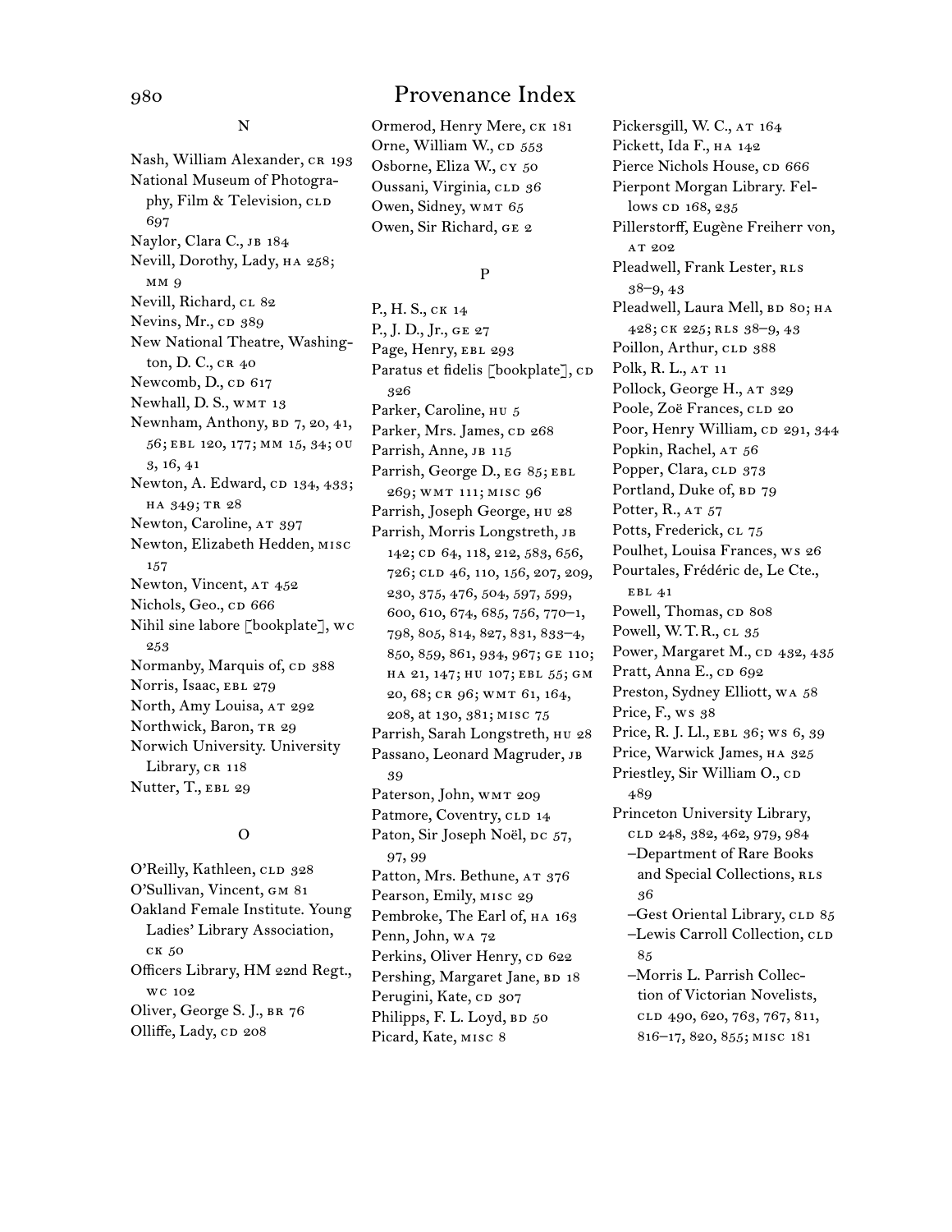# Provenance Index

## N

Nash, William Alexander, CR 193
National Museum of Photography, Film & Television, CLD 697
Naylor, Clara C., JB 184
Nevill, Dorothy, Lady, HA 258; MM 9
Nevill, Richard, CL 82
Nevins, Mr., CD 389
New National Theatre, Washington, D. C., CR 40
Newcomb, D., CD 617
Newhall, D. S., WMT 13
Newnham, Anthony, BD 7, 20, 41, 56; EBL 120, 177; MM 15, 34; OU 3, 16, 41
Newton, A. Edward, CD 134, 433; HA 349; TR 28
Newton, Caroline, AT 397
Newton, Elizabeth Hedden, MISC 157
Newton, Vincent, AT 452
Nichols, Geo., CD 666
Nihil sine labore [bookplate], WC 253
Normanby, Marquis of, CD 388
Norris, Isaac, EBL 279
North, Amy Louisa, AT 292
Northwick, Baron, TR 29
Norwich University. University Library, CR 118
Nutter, T., EBL 29

## O

O'Reilly, Kathleen, CLD 328
O'Sullivan, Vincent, GM 81
Oakland Female Institute. Young Ladies' Library Association, CK 50
Officers Library, HM 22nd Regt., WC 102
Oliver, George S. J., BR 76
Olliffe, Lady, CD 208
Ormerod, Henry Mere, CK 181
Orne, William W., CD 553
Osborne, Eliza W., CY 50
Oussani, Virginia, CLD 36
Owen, Sidney, WMT 65
Owen, Sir Richard, GE 2

## P

P., H. S., CK 14
P., J. D., Jr., GE 27
Page, Henry, EBL 293
Paratus et fidelis [bookplate], CD 326
Parker, Caroline, HU 5
Parker, Mrs. James, CD 268
Parrish, Anne, JB 115
Parrish, George D., EG 85; EBL 269; WMT 111; MISC 96
Parrish, Joseph George, HU 28
Parrish, Morris Longstreth, JB 142; CD 64, 118, 212, 583, 656, 726; CLD 46, 110, 156, 207, 209, 230, 375, 476, 504, 597, 599, 600, 610, 674, 685, 756, 770–1, 798, 805, 814, 827, 831, 833–4, 850, 859, 861, 934, 967; GE 110; HA 21, 147; HU 107; EBL 55; GM 20, 68; CR 96; WMT 61, 164, 208, at 130, 381; MISC 75
Parrish, Sarah Longstreth, HU 28
Passano, Leonard Magruder, JB 39
Paterson, John, WMT 209
Patmore, Coventry, CLD 14
Paton, Sir Joseph Noël, DC 57, 97, 99
Patton, Mrs. Bethune, AT 376
Pearson, Emily, MISC 29
Pembroke, The Earl of, HA 163
Penn, John, WA 72
Perkins, Oliver Henry, CD 622
Pershing, Margaret Jane, BD 18
Perugini, Kate, CD 307
Philipps, F. L. Loyd, BD 50
Picard, Kate, MISC 8
Pickersgill, W. C., AT 164
Pickett, Ida F., HA 142
Pierce Nichols House, CD 666
Pierpont Morgan Library. Fellows CD 168, 235
Pillerstorff, Eugène Freiherr von, AT 202
Pleadwell, Frank Lester, RLS 38–9, 43
Pleadwell, Laura Mell, BD 80; HA 428; CK 225; RLS 38–9, 43
Poillon, Arthur, CLD 388
Polk, R. L., AT 11
Pollock, George H., AT 329
Poole, Zoë Frances, CLD 20
Poor, Henry William, CD 291, 344
Popkin, Rachel, AT 56
Popper, Clara, CLD 373
Portland, Duke of, BD 79
Potter, R., AT 57
Potts, Frederick, CL 75
Poulhet, Louisa Frances, WS 26
Pourtales, Frédéric de, Le Cte., EBL 41
Powell, Thomas, CD 808
Powell, W. T. R., CL 35
Power, Margaret M., CD 432, 435
Pratt, Anna E., CD 692
Preston, Sydney Elliott, WA 58
Price, F., WS 38
Price, R. J. Ll., EBL 36; WS 6, 39
Price, Warwick James, HA 325
Priestley, Sir William O., CD 489
Princeton University Library, CLD 248, 382, 462, 979, 984
 –Department of Rare Books and Special Collections, RLS 36
 –Gest Oriental Library, CLD 85
 –Lewis Carroll Collection, CLD 85
 –Morris L. Parrish Collection of Victorian Novelists, CLD 490, 620, 763, 767, 811, 816–17, 820, 855; MISC 181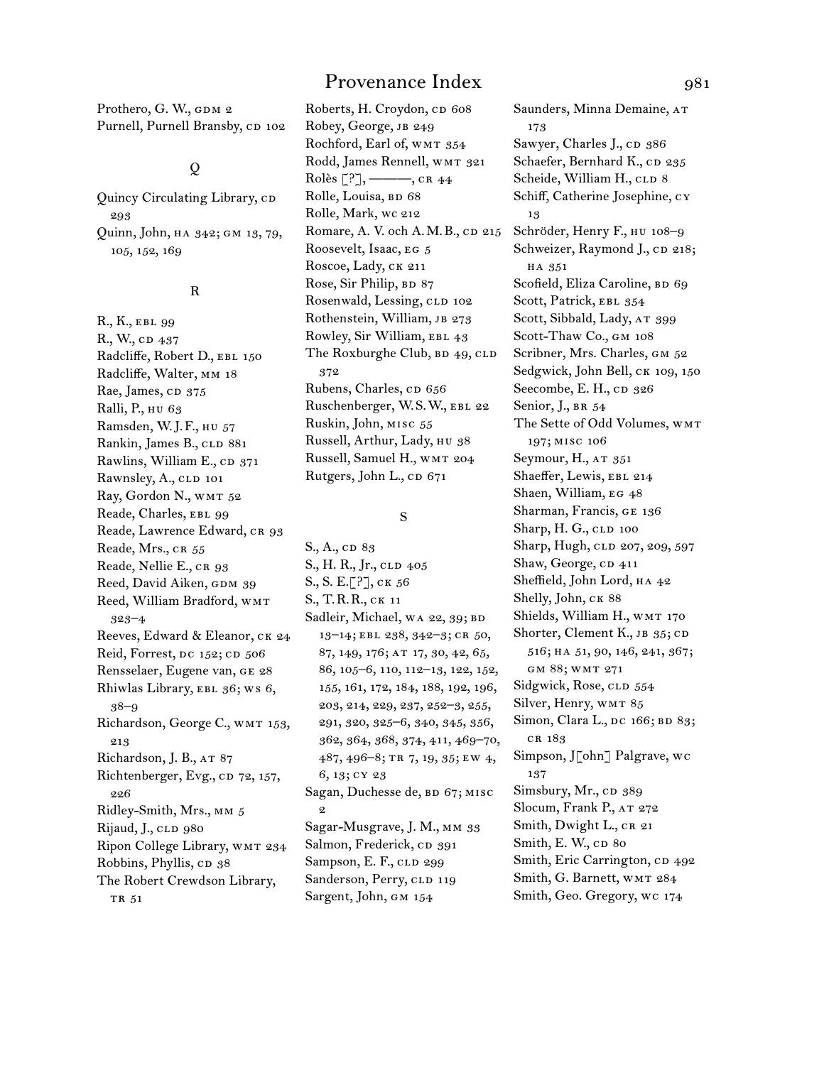Prothero, G. W., GDM 2
Purnell, Purnell Bransby, CD 102

## Q

Quincy Circulating Library, CD 293
Quinn, John, HA 342; GM 13, 79, 105, 152, 169

## R

R., K., EBL 99
R., W., CD 437
Radcliffe, Robert D., EBL 150
Radcliffe, Walter, MM 18
Rae, James, CD 375
Ralli, P., HU 63
Ramsden, W. J. F., HU 57
Rankin, James B., CLD 881
Rawlins, William E., CD 371
Rawnsley, A., CLD 101
Ray, Gordon N., WMT 52
Reade, Charles, EBL 99
Reade, Lawrence Edward, CR 93
Reade, Mrs., CR 55
Reade, Nellie E., CR 93
Reed, David Aiken, GDM 39
Reed, William Bradford, WMT 323–4
Reeves, Edward & Eleanor, CK 24
Reid, Forrest, DC 152; CD 506
Rensselaer, Eugene van, GE 28
Rhiwlas Library, EBL 36; WS 6, 38–9
Richardson, George C., WMT 153, 213
Richardson, J. B., AT 87
Richtenberger, Evg., CD 72, 157, 226
Ridley-Smith, Mrs., MM 5
Rijaud, J., CLD 980
Ripon College Library, WMT 234
Robbins, Phyllis, CD 38
The Robert Crewdson Library, TR 51
Roberts, H. Croydon, CD 608
Robey, George, JB 249
Rochford, Earl of, WMT 354
Rodd, James Rennell, WMT 321
Rolès [?], ———, CR 44
Rolle, Louisa, BD 68
Rolle, Mark, WC 212
Romare, A. V. och A. M. B., CD 215
Roosevelt, Isaac, EG 5
Roscoe, Lady, CK 211
Rose, Sir Philip, BD 87
Rosenwald, Lessing, CLD 102
Rothenstein, William, JB 273
Rowley, Sir William, EBL 43
The Roxburghe Club, BD 49, CLD 372
Rubens, Charles, CD 656
Ruschenberger, W. S. W., EBL 22
Ruskin, John, MISC 55
Russell, Arthur, Lady, HU 38
Russell, Samuel H., WMT 204
Rutgers, John L., CD 671

## S

S., A., CD 83
S., H. R., Jr., CLD 405
S., S. E.[?], CK 56
S., T. R. R., CK 11
Sadleir, Michael, WA 22, 39; BD 13–14; EBL 238, 342–3; CR 50, 87, 149, 176; AT 17, 30, 42, 65, 86, 105–6, 110, 112–13, 122, 152, 155, 161, 172, 184, 188, 192, 196, 203, 214, 229, 237, 252–3, 255, 291, 320, 325–6, 340, 345, 356, 362, 364, 368, 374, 411, 469–70, 487, 496–8; TR 7, 19, 35; EW 4, 6, 13; CY 23
Sagan, Duchesse de, BD 67; MISC 2
Sagar-Musgrave, J. M., MM 33
Salmon, Frederick, CD 391
Sampson, E. F., CLD 299
Sanderson, Perry, CLD 119
Sargent, John, GM 154
Saunders, Minna Demaine, AT 173
Sawyer, Charles J., CD 386
Schaefer, Bernhard K., CD 235
Scheide, William H., CLD 8
Schiff, Catherine Josephine, CY 13
Schröder, Henry F., HU 108–9
Schweizer, Raymond J., CD 218; HA 351
Scofield, Eliza Caroline, BD 69
Scott, Patrick, EBL 354
Scott, Sibbald, Lady, AT 399
Scott-Thaw Co., GM 108
Scribner, Mrs. Charles, GM 52
Sedgwick, John Bell, CK 109, 150
Seecombe, E. H., CD 326
Senior, J., BR 54
The Sette of Odd Volumes, WMT 197; MISC 106
Seymour, H., AT 351
Shaeffer, Lewis, EBL 214
Shaen, William, EG 48
Sharman, Francis, GE 136
Sharp, H. G., CLD 100
Sharp, Hugh, CLD 207, 209, 597
Shaw, George, CD 411
Sheffield, John Lord, HA 42
Shelly, John, CK 88
Shields, William H., WMT 170
Shorter, Clement K., JB 35; CD 516; HA 51, 90, 146, 241, 367; GM 88; WMT 271
Sidgwick, Rose, CLD 554
Silver, Henry, WMT 85
Simon, Clara L., DC 166; BD 83; CR 183
Simpson, J[ohn] Palgrave, WC 137
Simsbury, Mr., CD 389
Slocum, Frank P., AT 272
Smith, Dwight L., CR 21
Smith, E. W., CD 80
Smith, Eric Carrington, CD 492
Smith, G. Barnett, WMT 284
Smith, Geo. Gregory, WC 174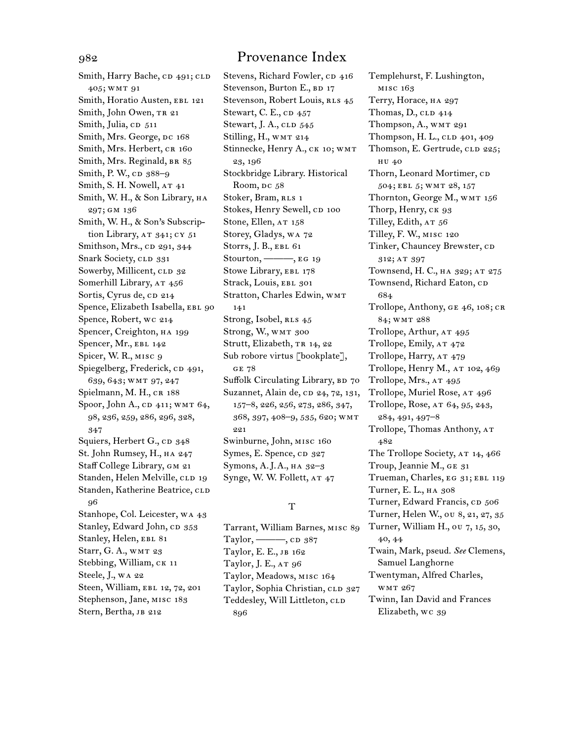# Provenance Index

Smith, Harry Bache, CD 491; CLD 405; WMT 91
Smith, Horatio Austen, EBL 121
Smith, John Owen, TR 21
Smith, Julia, CD 511
Smith, Mrs. George, DC 168
Smith, Mrs. Herbert, CR 160
Smith, Mrs. Reginald, BR 85
Smith, P. W., CD 388–9
Smith, S. H. Nowell, AT 41
Smith, W. H., & Son Library, HA 297; GM 136
Smith, W. H., & Son's Subscription Library, AT 341; CY 51
Smithson, Mrs., CD 291, 344
Snark Society, CLD 331
Sowerby, Millicent, CLD 32
Somerhill Library, AT 456
Sortis, Cyrus de, CD 214
Spence, Elizabeth Isabella, EBL 90
Spence, Robert, WC 214
Spencer, Creighton, HA 199
Spencer, Mr., EBL 142
Spicer, W. R., MISC 9
Spiegelberg, Frederick, CD 491, 639, 643; WMT 97, 247
Spielmann, M. H., CR 188
Spoor, John A., CD 411; WMT 64, 98, 236, 259, 286, 296, 328, 347
Squiers, Herbert G., CD 348
St. John Rumsey, H., HA 247
Staff College Library, GM 21
Standen, Helen Melville, CLD 19
Standen, Katherine Beatrice, CLD 96
Stanhope, Col. Leicester, WA 43
Stanley, Edward John, CD 353
Stanley, Helen, EBL 81
Starr, G. A., WMT 23
Stebbing, William, CK 11
Steele, J., WA 22
Steen, William, EBL 12, 72, 201
Stephenson, Jane, MISC 183
Stern, Bertha, JB 212
Stevens, Richard Fowler, CD 416
Stevenson, Burton E., BD 17
Stevenson, Robert Louis, RLS 45
Stewart, C. E., CD 457
Stewart, J. A., CLD 545
Stilling, H., WMT 214
Stinnecke, Henry A., CK 10; WMT 23, 196
Stockbridge Library. Historical Room, DC 58
Stoker, Bram, RLS 1
Stokes, Henry Sewell, CD 100
Stone, Ellen, AT 158
Storey, Gladys, WA 72
Storrs, J. B., EBL 61
Stourton, ———, EG 19
Stowe Library, EBL 178
Strack, Louis, EBL 301
Stratton, Charles Edwin, WMT 141
Strong, Isobel, RLS 45
Strong, W., WMT 300
Strutt, Elizabeth, TR 14, 22
Sub robore virtus [bookplate], GE 78
Suffolk Circulating Library, BD 70
Suzannet, Alain de, CD 24, 72, 131, 157–8, 226, 256, 273, 286, 347, 368, 397, 408–9, 535, 620; WMT 221
Swinburne, John, MISC 160
Symes, E. Spence, CD 327
Symons, A. J. A., HA 32–3
Synge, W. W. Follett, AT 47

## T

Tarrant, William Barnes, MISC 89
Taylor, ———, CD 387
Taylor, E. E., JB 162
Taylor, J. E., AT 96
Taylor, Meadows, MISC 164
Taylor, Sophia Christian, CLD 327
Teddesley, Will Littleton, CLD 896
Templehurst, F. Lushington, MISC 163
Terry, Horace, HA 297
Thomas, D., CLD 414
Thompson, A., WMT 291
Thompson, H. L., CLD 401, 409
Thomson, E. Gertrude, CLD 225; HU 40
Thorn, Leonard Mortimer, CD 504; EBL 5; WMT 28, 157
Thornton, George M., WMT 156
Thorp, Henry, CK 93
Tilley, Edith, AT 56
Tilley, F. W., MISC 120
Tinker, Chauncey Brewster, CD 312; AT 397
Townsend, H. C., HA 329; AT 275
Townsend, Richard Eaton, CD 684
Trollope, Anthony, GE 46, 108; CR 84; WMT 288
Trollope, Arthur, AT 495
Trollope, Emily, AT 472
Trollope, Harry, AT 479
Trollope, Henry M., AT 102, 469
Trollope, Mrs., AT 495
Trollope, Muriel Rose, AT 496
Trollope, Rose, AT 64, 95, 243, 284, 491, 497–8
Trollope, Thomas Anthony, AT 482
The Trollope Society, AT 14, 466
Troup, Jeannie M., GE 31
Trueman, Charles, EG 31; EBL 119
Turner, E. L., HA 308
Turner, Edward Francis, CD 506
Turner, Helen W., OU 8, 21, 27, 35
Turner, William H., OU 7, 15, 30, 40, 44
Twain, Mark, pseud. *See* Clemens, Samuel Langhorne
Twentyman, Alfred Charles, WMT 267
Twinn, Ian David and Frances Elizabeth, WC 39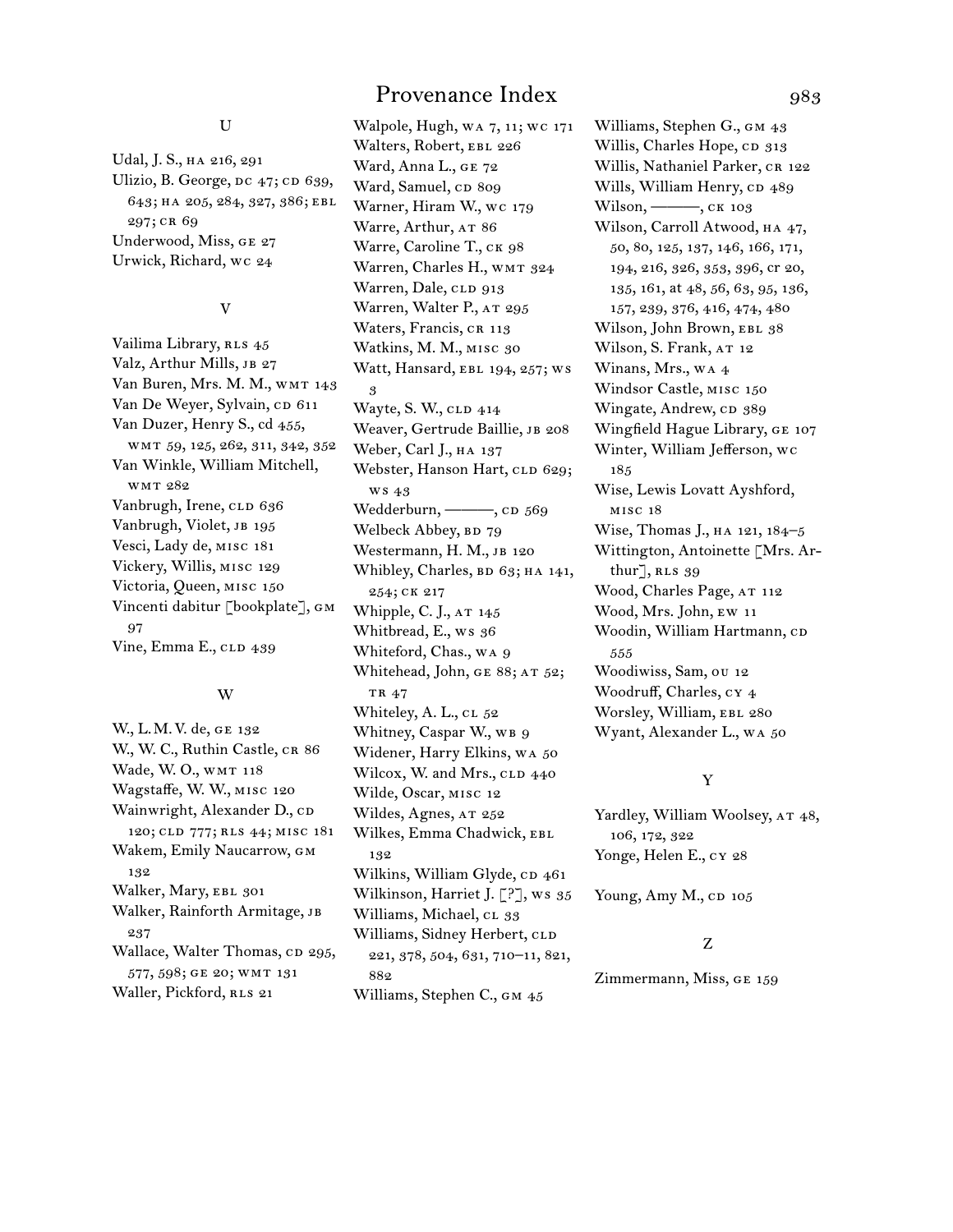# Provenance Index

## U

Udal, J. S., HA 216, 291
Ulizio, B. George, DC 47; CD 639, 643; HA 205, 284, 327, 386; EBL 297; CR 69
Underwood, Miss, GE 27
Urwick, Richard, WC 24

## V

Vailima Library, RLS 45
Valz, Arthur Mills, JB 27
Van Buren, Mrs. M. M., WMT 143
Van De Weyer, Sylvain, CD 611
Van Duzer, Henry S., cd 455, WMT 59, 125, 262, 311, 342, 352
Van Winkle, William Mitchell, WMT 282
Vanbrugh, Irene, CLD 636
Vanbrugh, Violet, JB 195
Vesci, Lady de, MISC 181
Vickery, Willis, MISC 129
Victoria, Queen, MISC 150
Vincenti dabitur [bookplate], GM 97
Vine, Emma E., CLD 439

## W

W., L.M.V. de, GE 132
W., W. C., Ruthin Castle, CR 86
Wade, W. O., WMT 118
Wagstaffe, W. W., MISC 120
Wainwright, Alexander D., CD 120; CLD 777; RLS 44; MISC 181
Wakem, Emily Naucarrow, GM 132
Walker, Mary, EBL 301
Walker, Rainforth Armitage, JB 237
Wallace, Walter Thomas, CD 295, 577, 598; GE 20; WMT 131
Waller, Pickford, RLS 21
Walpole, Hugh, WA 7, 11; WC 171
Walters, Robert, EBL 226
Ward, Anna L., GE 72
Ward, Samuel, CD 809
Warner, Hiram W., WC 179
Warre, Arthur, AT 86
Warre, Caroline T., CK 98
Warren, Charles H., WMT 324
Warren, Dale, CLD 913
Warren, Walter P., AT 295
Waters, Francis, CR 113
Watkins, M. M., MISC 30
Watt, Hansard, EBL 194, 257; WS 3
Wayte, S. W., CLD 414
Weaver, Gertrude Baillie, JB 208
Weber, Carl J., HA 137
Webster, Hanson Hart, CLD 629; WS 43
Wedderburn, ———, CD 569
Welbeck Abbey, BD 79
Westermann, H. M., JB 120
Whibley, Charles, BD 63; HA 141, 254; CK 217
Whipple, C. J., AT 145
Whitbread, E., WS 36
Whiteford, Chas., WA 9
Whitehead, John, GE 88; AT 52; TR 47
Whiteley, A. L., CL 52
Whitney, Caspar W., WB 9
Widener, Harry Elkins, WA 50
Wilcox, W. and Mrs., CLD 440
Wilde, Oscar, MISC 12
Wildes, Agnes, AT 252
Wilkes, Emma Chadwick, EBL 132
Wilkins, William Glyde, CD 461
Wilkinson, Harriet J. [?], WS 35
Williams, Michael, CL 33
Williams, Sidney Herbert, CLD 221, 378, 504, 631, 710–11, 821, 882
Williams, Stephen C., GM 45
Williams, Stephen G., GM 43
Willis, Charles Hope, CD 313
Willis, Nathaniel Parker, CR 122
Wills, William Henry, CD 489
Wilson, ———, CK 103
Wilson, Carroll Atwood, HA 47, 50, 80, 125, 137, 146, 166, 171, 194, 216, 326, 353, 396, cr 20, 135, 161, at 48, 56, 63, 95, 136, 157, 239, 376, 416, 474, 480
Wilson, John Brown, EBL 38
Wilson, S. Frank, AT 12
Winans, Mrs., WA 4
Windsor Castle, MISC 150
Wingate, Andrew, CD 389
Wingfield Hague Library, GE 107
Winter, William Jefferson, WC 185
Wise, Lewis Lovatt Ayshford, MISC 18
Wise, Thomas J., HA 121, 184–5
Wittington, Antoinette [Mrs. Arthur], RLS 39
Wood, Charles Page, AT 112
Wood, Mrs. John, EW 11
Woodin, William Hartmann, CD 555
Woodiwiss, Sam, OU 12
Woodruff, Charles, CY 4
Worsley, William, EBL 280
Wyant, Alexander L., WA 50

## Y

Yardley, William Woolsey, AT 48, 106, 172, 322
Yonge, Helen E., CY 28
Young, Amy M., CD 105

## Z

Zimmermann, Miss, GE 159